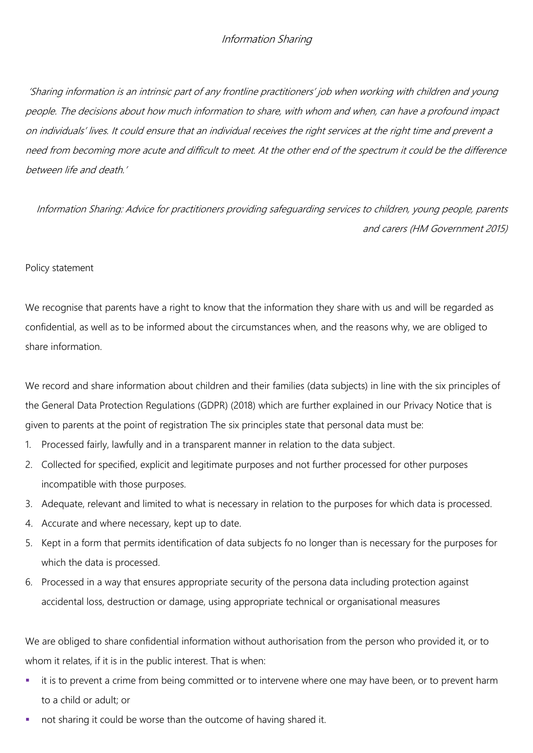# Information Sharing

*'Sharing information is an intrinsic part of any frontline practitioners' job when working with children and young people. The decisions about how much information to share, with whom and when, can have a profound impact on individuals' lives. It could ensure that an individual receives the right services at the right time and prevent a need from becoming more acute and difficult to meet. At the other end of the spectrum it could be the difference between life and death.'*

*Information Sharing: Advice for practitioners providing safeguarding services to children, young people, parents and carers (HM Government 2015)*

## Policy statement

We recognise that parents have a right to know that the information they share with us and will be regarded as confidential, as well as to be informed about the circumstances when, and the reasons why, we are obliged to share information.

We record and share information about children and their families (data subjects) in line with the six principles of the General Data Protection Regulations (GDPR) (2018) which are further explained in our Privacy Notice that is given to parents at the point of registration The six principles state that personal data must be:

1. Processed fairly, lawfully and in a transparent manner in relation to the data subject.
2. Collected for specified, explicit and legitimate purposes and not further processed for other purposes incompatible with those purposes.
3. Adequate, relevant and limited to what is necessary in relation to the purposes for which data is processed.
4. Accurate and where necessary, kept up to date.
5. Kept in a form that permits identification of data subjects fo no longer than is necessary for the purposes for which the data is processed.
6. Processed in a way that ensures appropriate security of the persona data including protection against accidental loss, destruction or damage, using appropriate technical or organisational measures

We are obliged to share confidential information without authorisation from the person who provided it, or to whom it relates, if it is in the public interest. That is when:

- it is to prevent a crime from being committed or to intervene where one may have been, or to prevent harm to a child or adult; or
- not sharing it could be worse than the outcome of having shared it.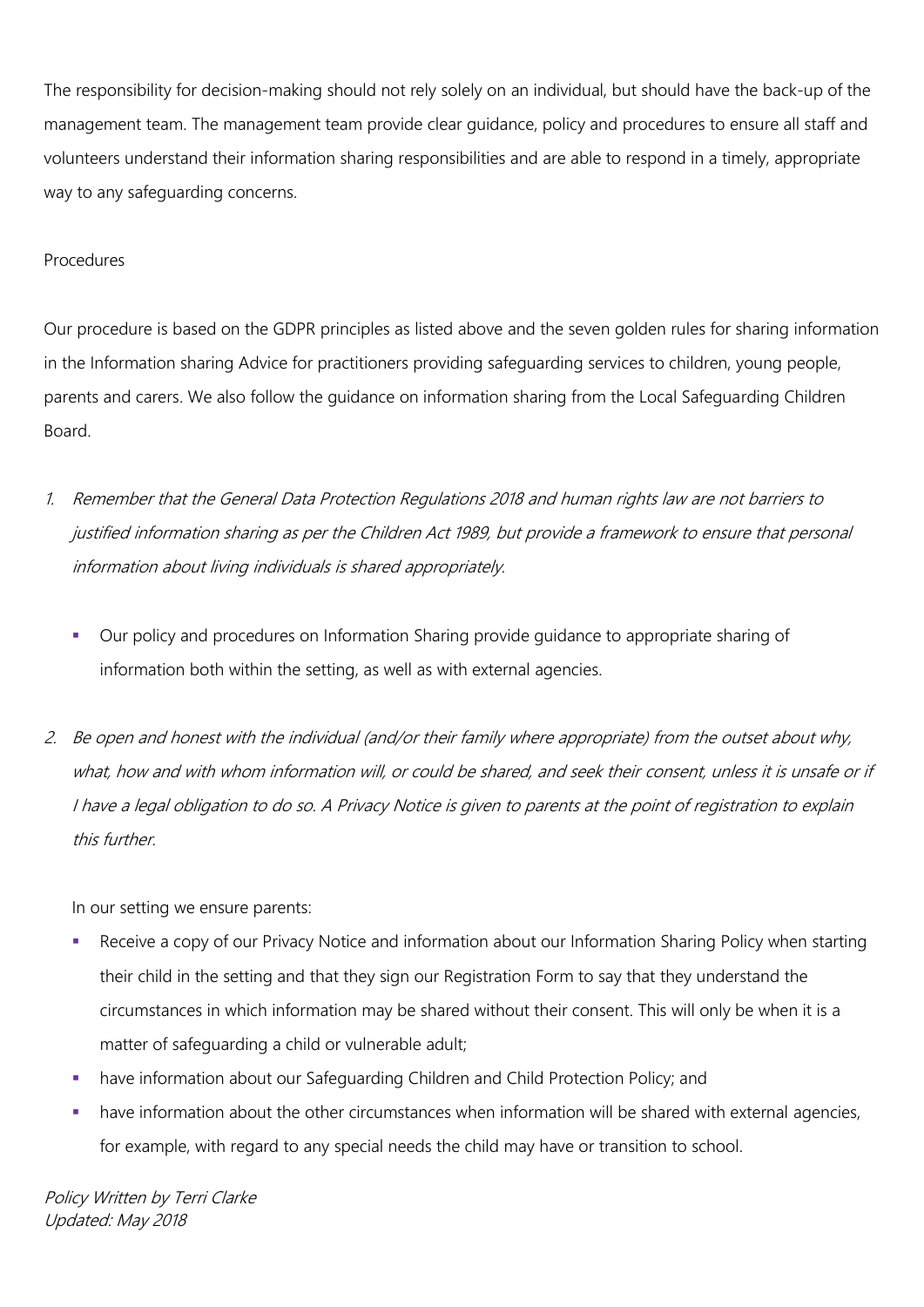The responsibility for decision-making should not rely solely on an individual, but should have the back-up of the management team. The management team provide clear guidance, policy and procedures to ensure all staff and volunteers understand their information sharing responsibilities and are able to respond in a timely, appropriate way to any safeguarding concerns.

Procedures

Our procedure is based on the GDPR principles as listed above and the seven golden rules for sharing information in the Information sharing Advice for practitioners providing safeguarding services to children, young people, parents and carers. We also follow the guidance on information sharing from the Local Safeguarding Children Board.

1. *Remember that the General Data Protection Regulations 2018 and human rights law are not barriers to justified information sharing as per the Children Act 1989, but provide a framework to ensure that personal information about living individuals is shared appropriately.*

   - Our policy and procedures on Information Sharing provide guidance to appropriate sharing of information both within the setting, as well as with external agencies.

2. *Be open and honest with the individual (and/or their family where appropriate) from the outset about why, what, how and with whom information will, or could be shared, and seek their consent, unless it is unsafe or if I have a legal obligation to do so. A Privacy Notice is given to parents at the point of registration to explain this further.*

   In our setting we ensure parents:

   - Receive a copy of our Privacy Notice and information about our Information Sharing Policy when starting their child in the setting and that they sign our Registration Form to say that they understand the circumstances in which information may be shared without their consent. This will only be when it is a matter of safeguarding a child or vulnerable adult;
   - have information about our Safeguarding Children and Child Protection Policy; and
   - have information about the other circumstances when information will be shared with external agencies, for example, with regard to any special needs the child may have or transition to school.

*Policy Written by Terri Clarke*
*Updated: May 2018*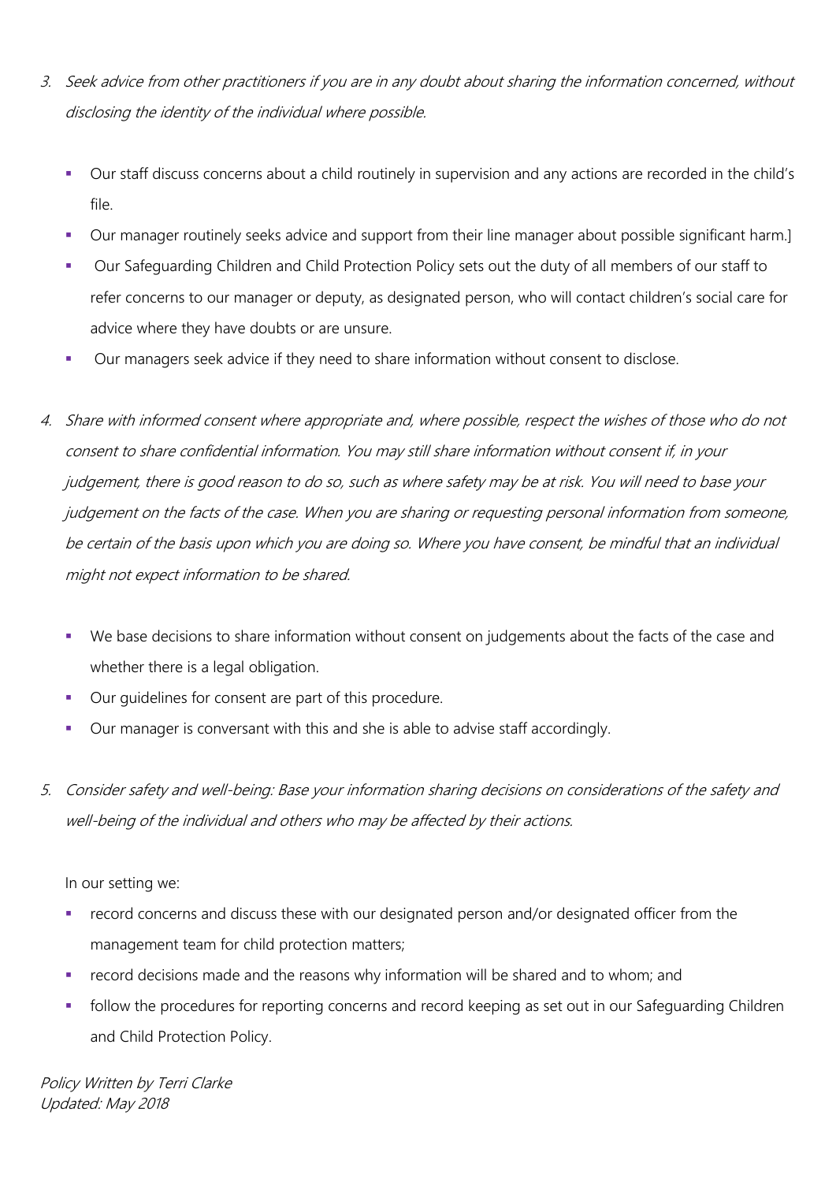3. *Seek advice from other practitioners if you are in any doubt about sharing the information concerned, without disclosing the identity of the individual where possible.*

   - Our staff discuss concerns about a child routinely in supervision and any actions are recorded in the child's file.
   - Our manager routinely seeks advice and support from their line manager about possible significant harm.]
   - Our Safeguarding Children and Child Protection Policy sets out the duty of all members of our staff to refer concerns to our manager or deputy, as designated person, who will contact children's social care for advice where they have doubts or are unsure.
   - Our managers seek advice if they need to share information without consent to disclose.

4. *Share with informed consent where appropriate and, where possible, respect the wishes of those who do not consent to share confidential information. You may still share information without consent if, in your judgement, there is good reason to do so, such as where safety may be at risk. You will need to base your judgement on the facts of the case. When you are sharing or requesting personal information from someone, be certain of the basis upon which you are doing so. Where you have consent, be mindful that an individual might not expect information to be shared.*

   - We base decisions to share information without consent on judgements about the facts of the case and whether there is a legal obligation.
   - Our guidelines for consent are part of this procedure.
   - Our manager is conversant with this and she is able to advise staff accordingly.

5. *Consider safety and well-being: Base your information sharing decisions on considerations of the safety and well-being of the individual and others who may be affected by their actions.*

   In our setting we:

   - record concerns and discuss these with our designated person and/or designated officer from the management team for child protection matters;
   - record decisions made and the reasons why information will be shared and to whom; and
   - follow the procedures for reporting concerns and record keeping as set out in our Safeguarding Children and Child Protection Policy.

*Policy Written by Terri Clarke*
*Updated: May 2018*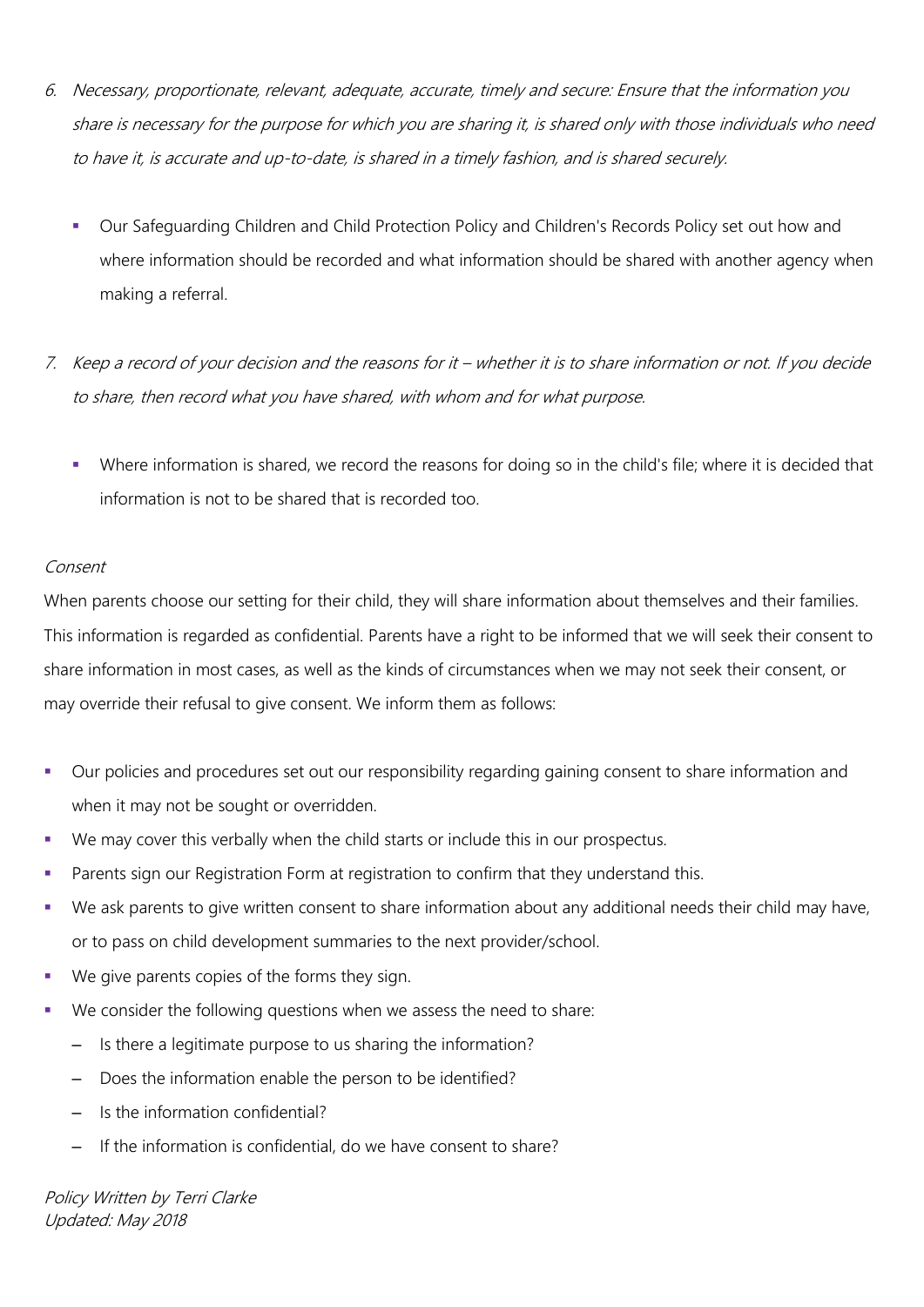6. *Necessary, proportionate, relevant, adequate, accurate, timely and secure: Ensure that the information you share is necessary for the purpose for which you are sharing it, is shared only with those individuals who need to have it, is accurate and up-to-date, is shared in a timely fashion, and is shared securely.*

   - Our Safeguarding Children and Child Protection Policy and Children's Records Policy set out how and where information should be recorded and what information should be shared with another agency when making a referral.

7. *Keep a record of your decision and the reasons for it – whether it is to share information or not. If you decide to share, then record what you have shared, with whom and for what purpose.*

   - Where information is shared, we record the reasons for doing so in the child's file; where it is decided that information is not to be shared that is recorded too.

*Consent*

When parents choose our setting for their child, they will share information about themselves and their families. This information is regarded as confidential. Parents have a right to be informed that we will seek their consent to share information in most cases, as well as the kinds of circumstances when we may not seek their consent, or may override their refusal to give consent. We inform them as follows:

- Our policies and procedures set out our responsibility regarding gaining consent to share information and when it may not be sought or overridden.
- We may cover this verbally when the child starts or include this in our prospectus.
- Parents sign our Registration Form at registration to confirm that they understand this.
- We ask parents to give written consent to share information about any additional needs their child may have, or to pass on child development summaries to the next provider/school.
- We give parents copies of the forms they sign.
- We consider the following questions when we assess the need to share:
  - Is there a legitimate purpose to us sharing the information?
  - Does the information enable the person to be identified?
  - Is the information confidential?
  - If the information is confidential, do we have consent to share?

*Policy Written by Terri Clarke*
*Updated: May 2018*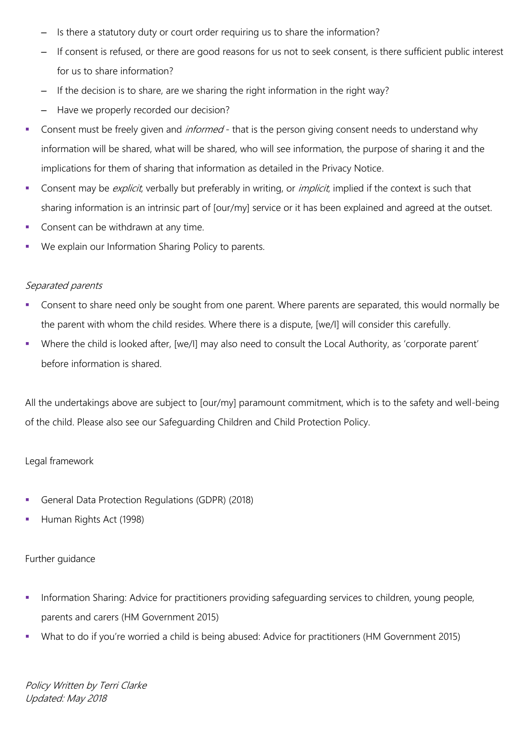- Is there a statutory duty or court order requiring us to share the information?
  - If consent is refused, or there are good reasons for us not to seek consent, is there sufficient public interest for us to share information?
  - If the decision is to share, are we sharing the right information in the right way?
  - Have we properly recorded our decision?
- Consent must be freely given and *informed* - that is the person giving consent needs to understand why information will be shared, what will be shared, who will see information, the purpose of sharing it and the implications for them of sharing that information as detailed in the Privacy Notice.
- Consent may be *explicit*, verbally but preferably in writing, or *implicit*, implied if the context is such that sharing information is an intrinsic part of [our/my] service or it has been explained and agreed at the outset.
- Consent can be withdrawn at any time.
- We explain our Information Sharing Policy to parents.

*Separated parents*

- Consent to share need only be sought from one parent. Where parents are separated, this would normally be the parent with whom the child resides. Where there is a dispute, [we/I] will consider this carefully.
- Where the child is looked after, [we/I] may also need to consult the Local Authority, as 'corporate parent' before information is shared.

All the undertakings above are subject to [our/my] paramount commitment, which is to the safety and well-being of the child. Please also see our Safeguarding Children and Child Protection Policy.

Legal framework

- General Data Protection Regulations (GDPR) (2018)
- Human Rights Act (1998)

Further guidance

- Information Sharing: Advice for practitioners providing safeguarding services to children, young people, parents and carers (HM Government 2015)
- What to do if you're worried a child is being abused: Advice for practitioners (HM Government 2015)

*Policy Written by Terri Clarke*
*Updated: May 2018*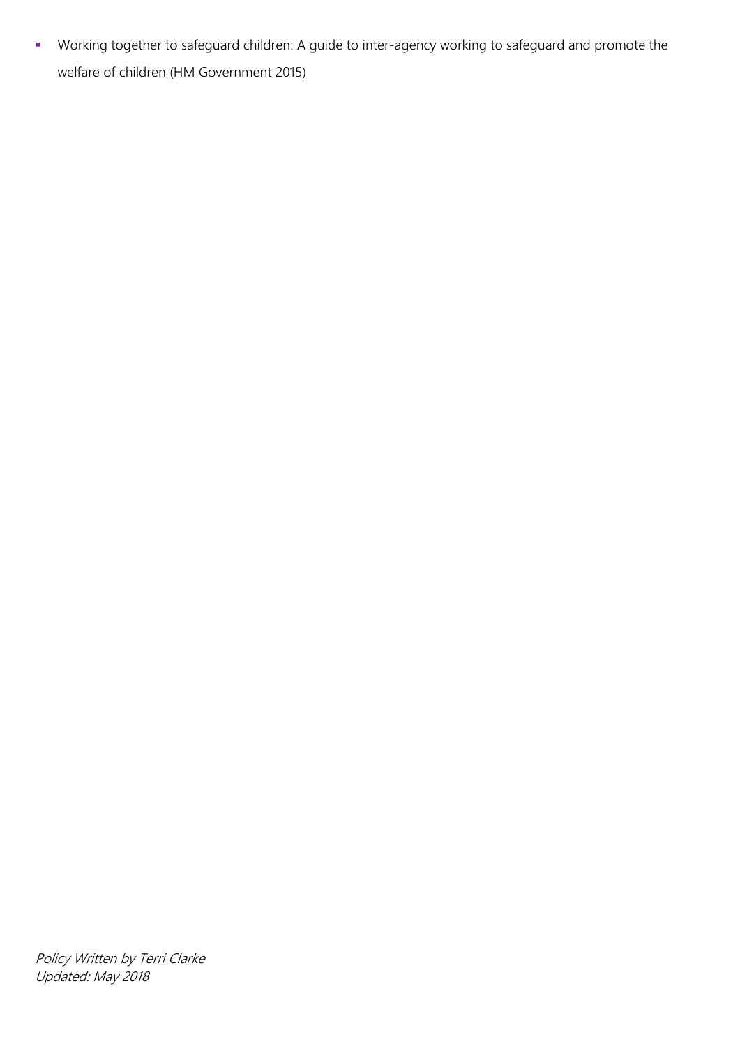- Working together to safeguard children: A guide to inter-agency working to safeguard and promote the welfare of children (HM Government 2015)

*Policy Written by Terri Clarke*
*Updated: May 2018*